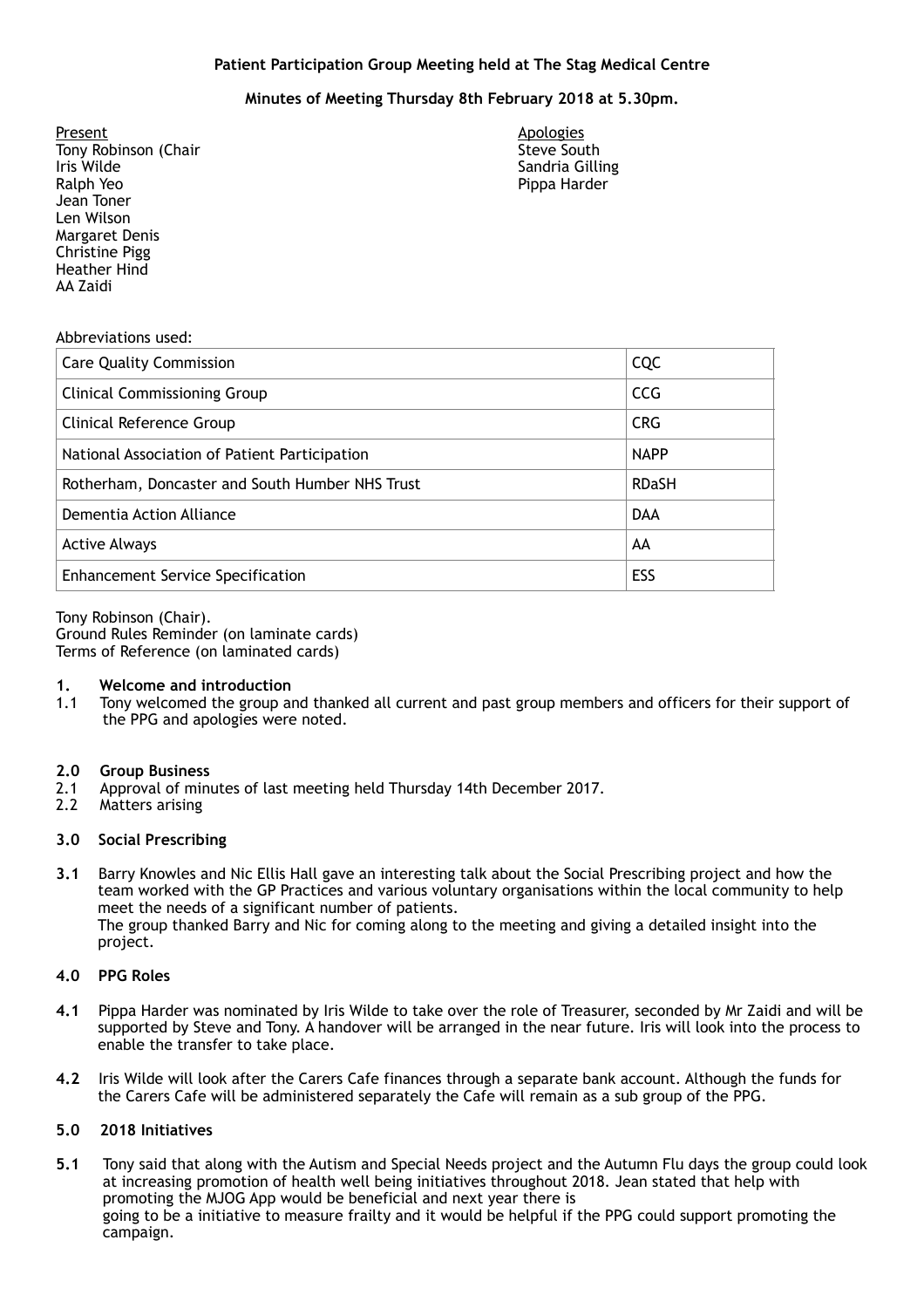**Patient Participation Group Meeting held at The Stag Medical Centre**

**Minutes of Meeting Thursday 8th February 2018 at 5.30pm.**

Present
Tony Robinson (Chair
Iris Wilde
Ralph Yeo
Jean Toner
Len Wilson
Margaret Denis
Christine Pigg
Heather Hind
AA Zaidi

Apologies
Steve South
Sandria Gilling
Pippa Harder

Abbreviations used:

| | |
|---|---|
| Care Quality Commission | CQC |
| Clinical Commissioning Group | CCG |
| Clinical Reference Group | CRG |
| National Association of Patient Participation | NAPP |
| Rotherham, Doncaster and South Humber NHS Trust | RDaSH |
| Dementia Action Alliance | DAA |
| Active Always | AA |
| Enhancement Service Specification | ESS |

Tony Robinson (Chair).
Ground Rules Reminder (on laminate cards)
Terms of Reference (on laminated cards)

**1. Welcome and introduction**

1.1 Tony welcomed the group and thanked all current and past group members and officers for their support of the PPG and apologies were noted.

**2.0 Group Business**

2.1 Approval of minutes of last meeting held Thursday 14th December 2017.
2.2 Matters arising

**3.0 Social Prescribing**

**3.1** Barry Knowles and Nic Ellis Hall gave an interesting talk about the Social Prescribing project and how the team worked with the GP Practices and various voluntary organisations within the local community to help meet the needs of a significant number of patients.
The group thanked Barry and Nic for coming along to the meeting and giving a detailed insight into the project.

**4.0 PPG Roles**

**4.1** Pippa Harder was nominated by Iris Wilde to take over the role of Treasurer, seconded by Mr Zaidi and will be supported by Steve and Tony. A handover will be arranged in the near future. Iris will look into the process to enable the transfer to take place.

**4.2** Iris Wilde will look after the Carers Cafe finances through a separate bank account. Although the funds for the Carers Cafe will be administered separately the Cafe will remain as a sub group of the PPG.

**5.0 2018 Initiatives**

**5.1** Tony said that along with the Autism and Special Needs project and the Autumn Flu days the group could look at increasing promotion of health well being initiatives throughout 2018. Jean stated that help with promoting the MJOG App would be beneficial and next year there is
going to be a initiative to measure frailty and it would be helpful if the PPG could support promoting the campaign.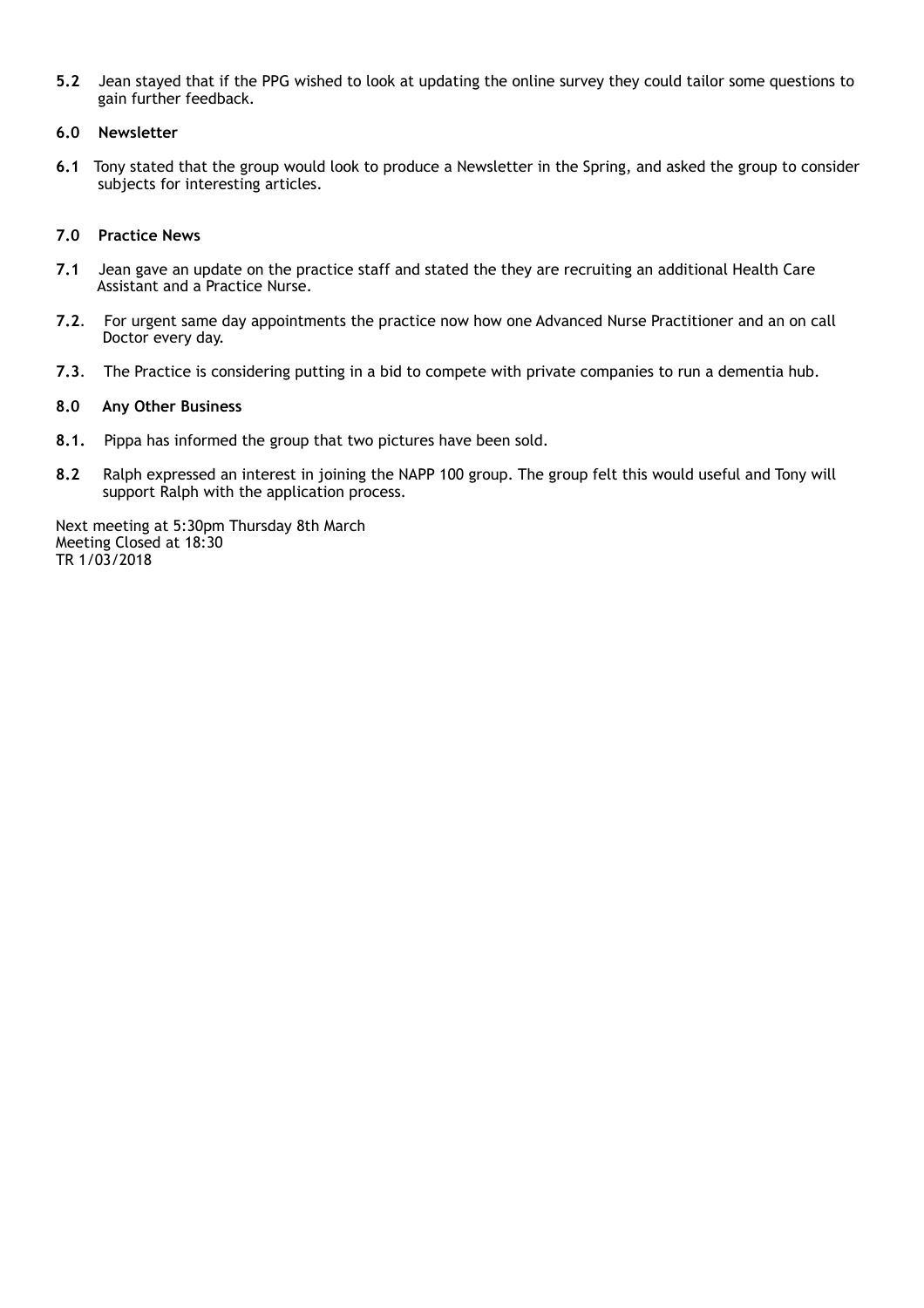**5.2** Jean stayed that if the PPG wished to look at updating the online survey they could tailor some questions to gain further feedback.

### 6.0 Newsletter

**6.1** Tony stated that the group would look to produce a Newsletter in the Spring, and asked the group to consider subjects for interesting articles.

### 7.0 Practice News

**7.1** Jean gave an update on the practice staff and stated the they are recruiting an additional Health Care Assistant and a Practice Nurse.

**7.2**. For urgent same day appointments the practice now how one Advanced Nurse Practitioner and an on call Doctor every day.

**7.3**. The Practice is considering putting in a bid to compete with private companies to run a dementia hub.

### 8.0 Any Other Business

**8.1.** Pippa has informed the group that two pictures have been sold.

**8.2** Ralph expressed an interest in joining the NAPP 100 group. The group felt this would useful and Tony will support Ralph with the application process.

Next meeting at 5:30pm Thursday 8th March
Meeting Closed at 18:30
TR 1/03/2018